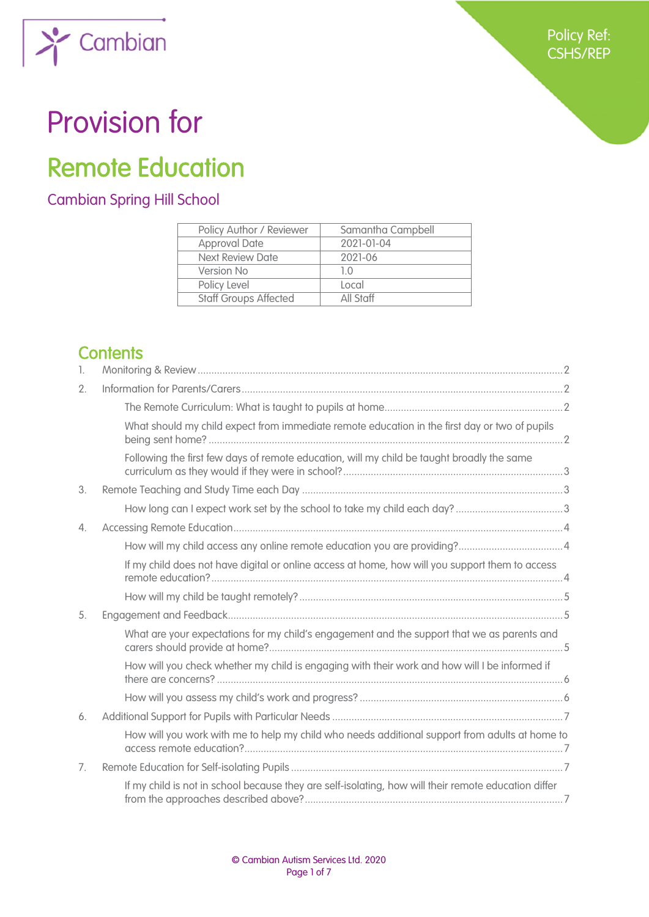Cambian

Policy Ref: CSHS/REP

# Provision for

# Remote Education

## Cambian Spring Hill School

| Policy Author / Reviewer | Samantha Campbell |
|---|---|
| Approval Date | 2021-01-04 |
| Next Review Date | 2021-06 |
| Version No | 1.0 |
| Policy Level | Local |
| Staff Groups Affected | All Staff |

## Contents

1. Monitoring & Review ..... 2
2. Information for Parents/Carers ..... 2
   - The Remote Curriculum: What is taught to pupils at home ..... 2
   - What should my child expect from immediate remote education in the first day or two of pupils being sent home? ..... 2
   - Following the first few days of remote education, will my child be taught broadly the same curriculum as they would if they were in school? ..... 3
3. Remote Teaching and Study Time each Day ..... 3
   - How long can I expect work set by the school to take my child each day? ..... 3
4. Accessing Remote Education ..... 4
   - How will my child access any online remote education you are providing? ..... 4
   - If my child does not have digital or online access at home, how will you support them to access remote education? ..... 4
   - How will my child be taught remotely? ..... 5
5. Engagement and Feedback ..... 5
   - What are your expectations for my child's engagement and the support that we as parents and carers should provide at home? ..... 5
   - How will you check whether my child is engaging with their work and how will I be informed if there are concerns? ..... 6
   - How will you assess my child's work and progress? ..... 6
6. Additional Support for Pupils with Particular Needs ..... 7
   - How will you work with me to help my child who needs additional support from adults at home to access remote education? ..... 7
7. Remote Education for Self-isolating Pupils ..... 7
   - If my child is not in school because they are self-isolating, how will their remote education differ from the approaches described above? ..... 7

© Cambian Autism Services Ltd. 2020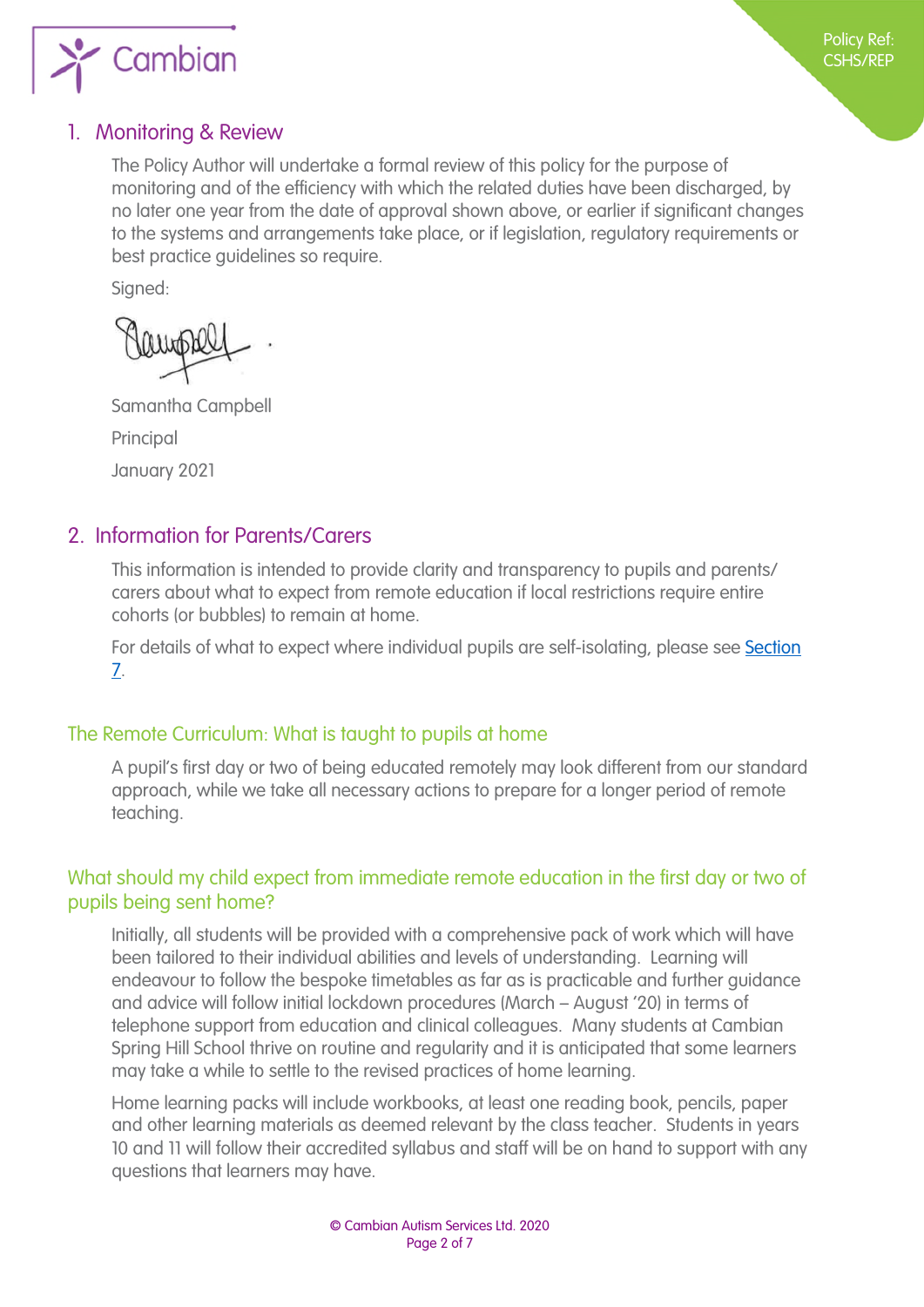## 1. Monitoring & Review

The Policy Author will undertake a formal review of this policy for the purpose of monitoring and of the efficiency with which the related duties have been discharged, by no later one year from the date of approval shown above, or earlier if significant changes to the systems and arrangements take place, or if legislation, regulatory requirements or best practice guidelines so require.

Signed:

Samantha Campbell

Principal

January 2021

## 2. Information for Parents/Carers

This information is intended to provide clarity and transparency to pupils and parents/carers about what to expect from remote education if local restrictions require entire cohorts (or bubbles) to remain at home.

For details of what to expect where individual pupils are self-isolating, please see Section 7.

### The Remote Curriculum: What is taught to pupils at home

A pupil's first day or two of being educated remotely may look different from our standard approach, while we take all necessary actions to prepare for a longer period of remote teaching.

### What should my child expect from immediate remote education in the first day or two of pupils being sent home?

Initially, all students will be provided with a comprehensive pack of work which will have been tailored to their individual abilities and levels of understanding. Learning will endeavour to follow the bespoke timetables as far as is practicable and further guidance and advice will follow initial lockdown procedures (March – August '20) in terms of telephone support from education and clinical colleagues. Many students at Cambian Spring Hill School thrive on routine and regularity and it is anticipated that some learners may take a while to settle to the revised practices of home learning.

Home learning packs will include workbooks, at least one reading book, pencils, paper and other learning materials as deemed relevant by the class teacher. Students in years 10 and 11 will follow their accredited syllabus and staff will be on hand to support with any questions that learners may have.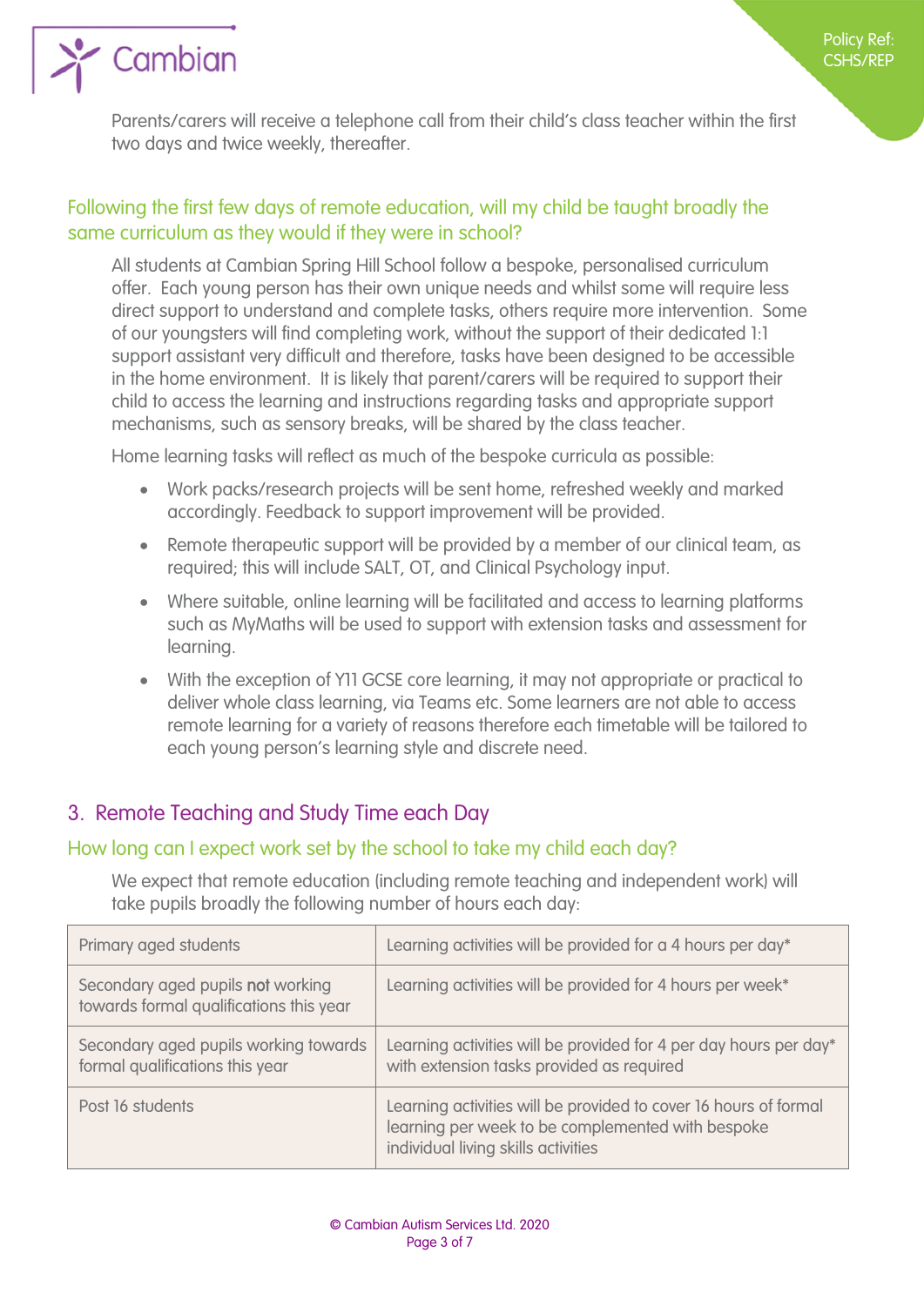Parents/carers will receive a telephone call from their child's class teacher within the first two days and twice weekly, thereafter.

### Following the first few days of remote education, will my child be taught broadly the same curriculum as they would if they were in school?

All students at Cambian Spring Hill School follow a bespoke, personalised curriculum offer. Each young person has their own unique needs and whilst some will require less direct support to understand and complete tasks, others require more intervention. Some of our youngsters will find completing work, without the support of their dedicated 1:1 support assistant very difficult and therefore, tasks have been designed to be accessible in the home environment. It is likely that parent/carers will be required to support their child to access the learning and instructions regarding tasks and appropriate support mechanisms, such as sensory breaks, will be shared by the class teacher.

Home learning tasks will reflect as much of the bespoke curricula as possible:

- Work packs/research projects will be sent home, refreshed weekly and marked accordingly. Feedback to support improvement will be provided.
- Remote therapeutic support will be provided by a member of our clinical team, as required; this will include SALT, OT, and Clinical Psychology input.
- Where suitable, online learning will be facilitated and access to learning platforms such as MyMaths will be used to support with extension tasks and assessment for learning.
- With the exception of Y11 GCSE core learning, it may not appropriate or practical to deliver whole class learning, via Teams etc. Some learners are not able to access remote learning for a variety of reasons therefore each timetable will be tailored to each young person's learning style and discrete need.

## 3. Remote Teaching and Study Time each Day

### How long can I expect work set by the school to take my child each day?

We expect that remote education (including remote teaching and independent work) will take pupils broadly the following number of hours each day:

| | |
|---|---|
| Primary aged students | Learning activities will be provided for a 4 hours per day* |
| Secondary aged pupils **not** working towards formal qualifications this year | Learning activities will be provided for 4 hours per week* |
| Secondary aged pupils working towards formal qualifications this year | Learning activities will be provided for 4 per day hours per day* with extension tasks provided as required |
| Post 16 students | Learning activities will be provided to cover 16 hours of formal learning per week to be complemented with bespoke individual living skills activities |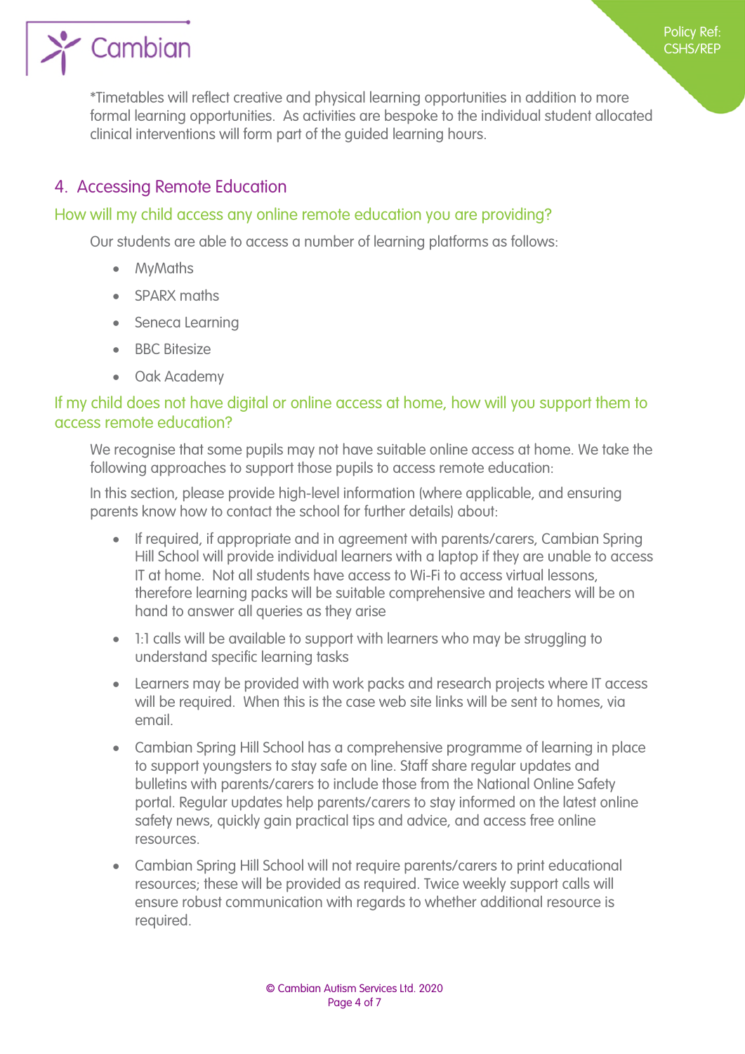*Timetables will reflect creative and physical learning opportunities in addition to more formal learning opportunities. As activities are bespoke to the individual student allocated clinical interventions will form part of the guided learning hours.

## 4. Accessing Remote Education

### How will my child access any online remote education you are providing?

Our students are able to access a number of learning platforms as follows:

- MyMaths
- SPARX maths
- Seneca Learning
- BBC Bitesize
- Oak Academy

### If my child does not have digital or online access at home, how will you support them to access remote education?

We recognise that some pupils may not have suitable online access at home. We take the following approaches to support those pupils to access remote education:

In this section, please provide high-level information (where applicable, and ensuring parents know how to contact the school for further details) about:

- If required, if appropriate and in agreement with parents/carers, Cambian Spring Hill School will provide individual learners with a laptop if they are unable to access IT at home. Not all students have access to Wi-Fi to access virtual lessons, therefore learning packs will be suitable comprehensive and teachers will be on hand to answer all queries as they arise
- 1:1 calls will be available to support with learners who may be struggling to understand specific learning tasks
- Learners may be provided with work packs and research projects where IT access will be required. When this is the case web site links will be sent to homes, via email.
- Cambian Spring Hill School has a comprehensive programme of learning in place to support youngsters to stay safe on line. Staff share regular updates and bulletins with parents/carers to include those from the National Online Safety portal. Regular updates help parents/carers to stay informed on the latest online safety news, quickly gain practical tips and advice, and access free online resources.
- Cambian Spring Hill School will not require parents/carers to print educational resources; these will be provided as required. Twice weekly support calls will ensure robust communication with regards to whether additional resource is required.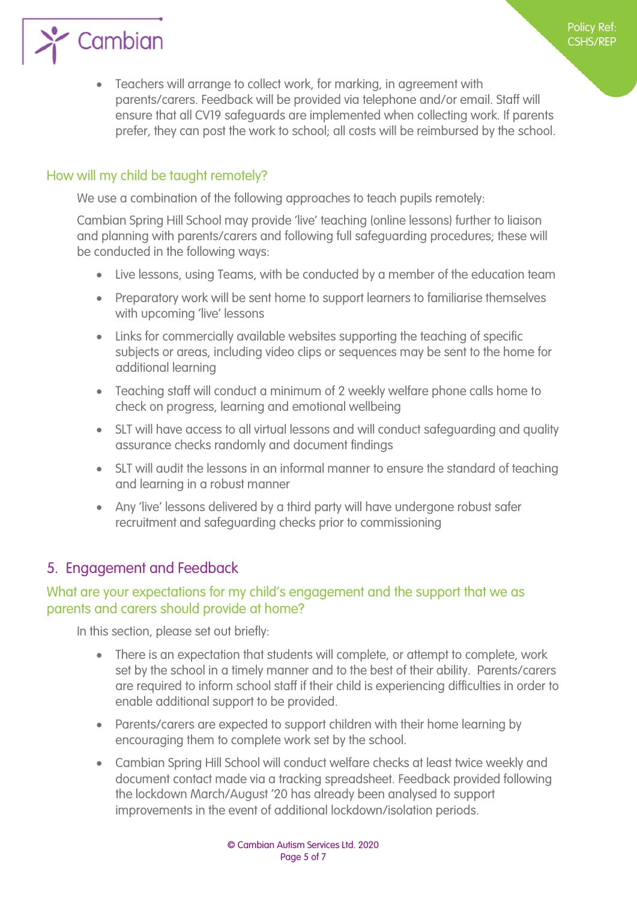- Teachers will arrange to collect work, for marking, in agreement with parents/carers. Feedback will be provided via telephone and/or email. Staff will ensure that all CV19 safeguards are implemented when collecting work. If parents prefer, they can post the work to school; all costs will be reimbursed by the school.

### How will my child be taught remotely?

We use a combination of the following approaches to teach pupils remotely:

Cambian Spring Hill School may provide 'live' teaching (online lessons) further to liaison and planning with parents/carers and following full safeguarding procedures; these will be conducted in the following ways:

- Live lessons, using Teams, with be conducted by a member of the education team
- Preparatory work will be sent home to support learners to familiarise themselves with upcoming 'live' lessons
- Links for commercially available websites supporting the teaching of specific subjects or areas, including video clips or sequences may be sent to the home for additional learning
- Teaching staff will conduct a minimum of 2 weekly welfare phone calls home to check on progress, learning and emotional wellbeing
- SLT will have access to all virtual lessons and will conduct safeguarding and quality assurance checks randomly and document findings
- SLT will audit the lessons in an informal manner to ensure the standard of teaching and learning in a robust manner
- Any 'live' lessons delivered by a third party will have undergone robust safer recruitment and safeguarding checks prior to commissioning

## 5. Engagement and Feedback

### What are your expectations for my child's engagement and the support that we as parents and carers should provide at home?

In this section, please set out briefly:

- There is an expectation that students will complete, or attempt to complete, work set by the school in a timely manner and to the best of their ability. Parents/carers are required to inform school staff if their child is experiencing difficulties in order to enable additional support to be provided.
- Parents/carers are expected to support children with their home learning by encouraging them to complete work set by the school.
- Cambian Spring Hill School will conduct welfare checks at least twice weekly and document contact made via a tracking spreadsheet. Feedback provided following the lockdown March/August '20 has already been analysed to support improvements in the event of additional lockdown/isolation periods.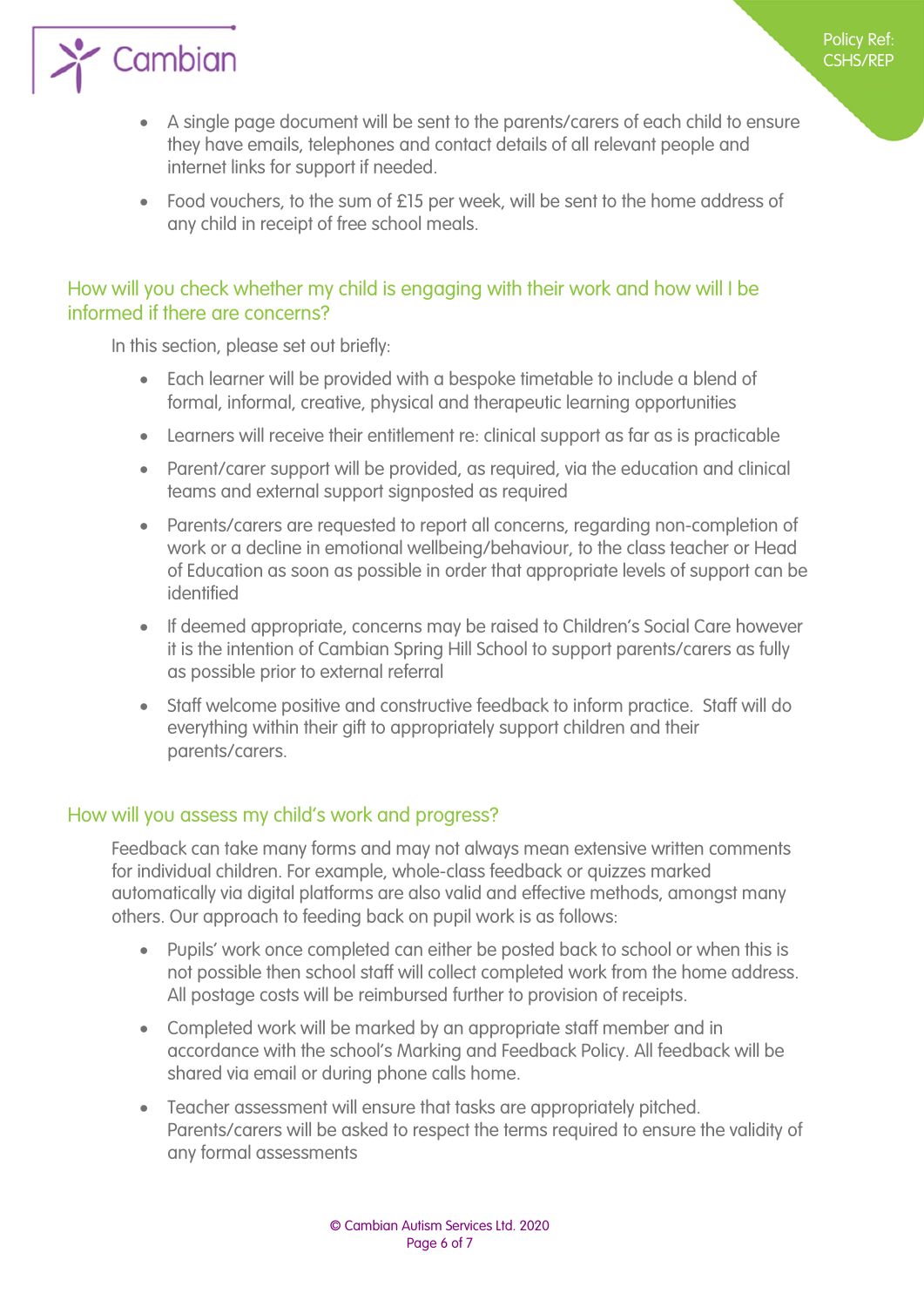- A single page document will be sent to the parents/carers of each child to ensure they have emails, telephones and contact details of all relevant people and internet links for support if needed.
- Food vouchers, to the sum of £15 per week, will be sent to the home address of any child in receipt of free school meals.

## How will you check whether my child is engaging with their work and how will I be informed if there are concerns?

In this section, please set out briefly:

- Each learner will be provided with a bespoke timetable to include a blend of formal, informal, creative, physical and therapeutic learning opportunities
- Learners will receive their entitlement re: clinical support as far as is practicable
- Parent/carer support will be provided, as required, via the education and clinical teams and external support signposted as required
- Parents/carers are requested to report all concerns, regarding non-completion of work or a decline in emotional wellbeing/behaviour, to the class teacher or Head of Education as soon as possible in order that appropriate levels of support can be identified
- If deemed appropriate, concerns may be raised to Children's Social Care however it is the intention of Cambian Spring Hill School to support parents/carers as fully as possible prior to external referral
- Staff welcome positive and constructive feedback to inform practice. Staff will do everything within their gift to appropriately support children and their parents/carers.

## How will you assess my child's work and progress?

Feedback can take many forms and may not always mean extensive written comments for individual children. For example, whole-class feedback or quizzes marked automatically via digital platforms are also valid and effective methods, amongst many others. Our approach to feeding back on pupil work is as follows:

- Pupils' work once completed can either be posted back to school or when this is not possible then school staff will collect completed work from the home address. All postage costs will be reimbursed further to provision of receipts.
- Completed work will be marked by an appropriate staff member and in accordance with the school's Marking and Feedback Policy. All feedback will be shared via email or during phone calls home.
- Teacher assessment will ensure that tasks are appropriately pitched. Parents/carers will be asked to respect the terms required to ensure the validity of any formal assessments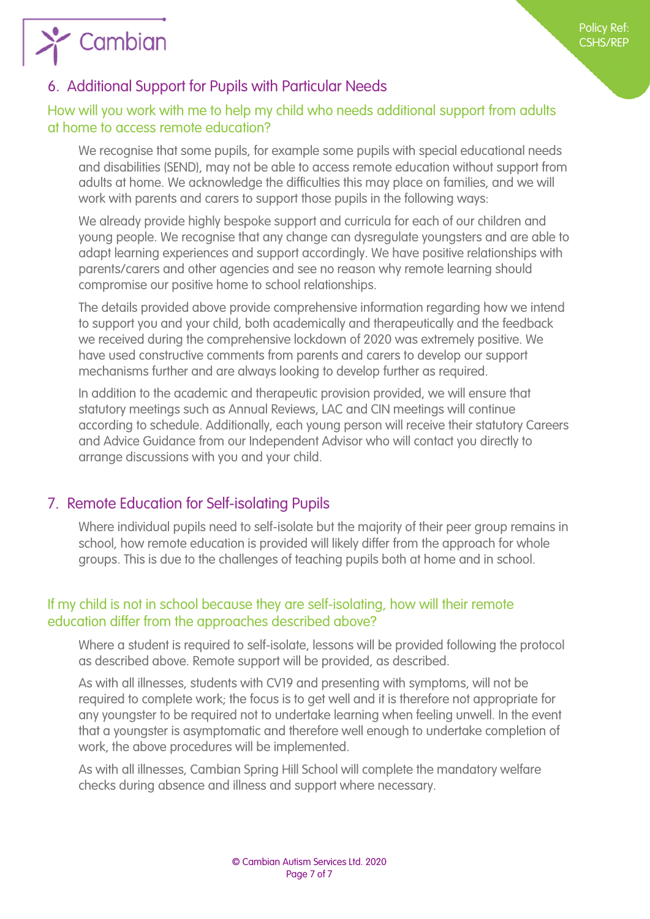## 6. Additional Support for Pupils with Particular Needs

### How will you work with me to help my child who needs additional support from adults at home to access remote education?

We recognise that some pupils, for example some pupils with special educational needs and disabilities (SEND), may not be able to access remote education without support from adults at home. We acknowledge the difficulties this may place on families, and we will work with parents and carers to support those pupils in the following ways:

We already provide highly bespoke support and curricula for each of our children and young people. We recognise that any change can dysregulate youngsters and are able to adapt learning experiences and support accordingly. We have positive relationships with parents/carers and other agencies and see no reason why remote learning should compromise our positive home to school relationships.

The details provided above provide comprehensive information regarding how we intend to support you and your child, both academically and therapeutically and the feedback we received during the comprehensive lockdown of 2020 was extremely positive. We have used constructive comments from parents and carers to develop our support mechanisms further and are always looking to develop further as required.

In addition to the academic and therapeutic provision provided, we will ensure that statutory meetings such as Annual Reviews, LAC and CIN meetings will continue according to schedule. Additionally, each young person will receive their statutory Careers and Advice Guidance from our Independent Advisor who will contact you directly to arrange discussions with you and your child.

## 7. Remote Education for Self-isolating Pupils

Where individual pupils need to self-isolate but the majority of their peer group remains in school, how remote education is provided will likely differ from the approach for whole groups. This is due to the challenges of teaching pupils both at home and in school.

### If my child is not in school because they are self-isolating, how will their remote education differ from the approaches described above?

Where a student is required to self-isolate, lessons will be provided following the protocol as described above. Remote support will be provided, as described.

As with all illnesses, students with CV19 and presenting with symptoms, will not be required to complete work; the focus is to get well and it is therefore not appropriate for any youngster to be required not to undertake learning when feeling unwell. In the event that a youngster is asymptomatic and therefore well enough to undertake completion of work, the above procedures will be implemented.

As with all illnesses, Cambian Spring Hill School will complete the mandatory welfare checks during absence and illness and support where necessary.